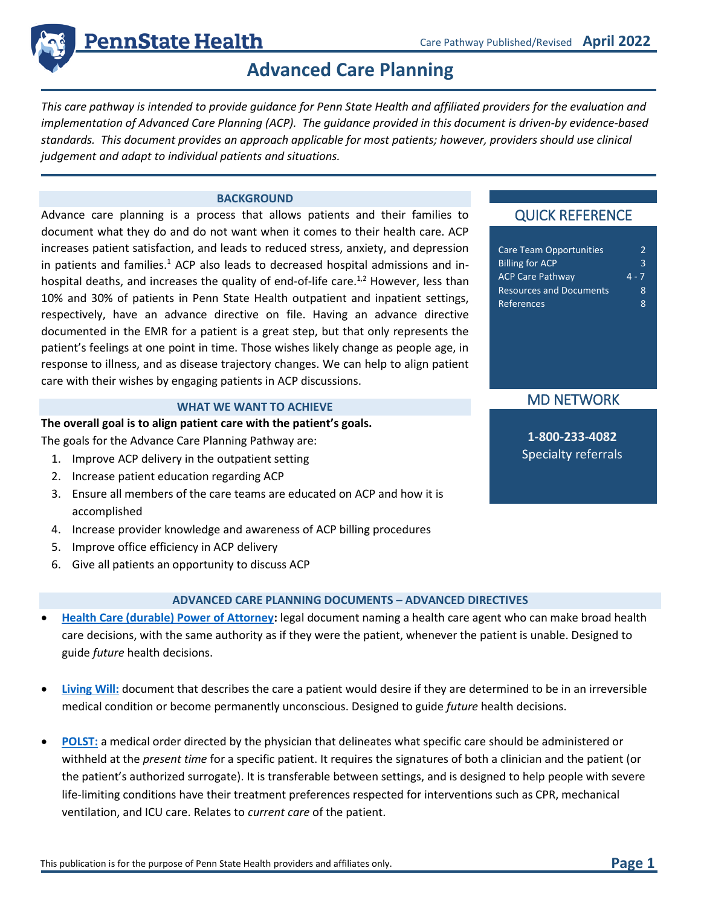# Advanced Care Planning

Care Pathway Published/Revised **April 2022**

*This care pathway is intended to provide guidance for Penn State Health and affiliated providers for the evaluation and implementation of Advanced Care Planning (ACP). The guidance provided in this document is driven-by evidence-based standards. This document provides an approach applicable for most patients; however, providers should use clinical judgement and adapt to individual patients and situations.*

## BACKGROUND

Advance care planning is a process that allows patients and their families to document what they do and do not want when it comes to their health care. ACP increases patient satisfaction, and leads to reduced stress, anxiety, and depression in patients and families.[1] ACP also leads to decreased hospital admissions and in-hospital deaths, and increases the quality of end-of-life care.[1,2] However, less than 10% and 30% of patients in Penn State Health outpatient and inpatient settings, respectively, have an advance directive on file. Having an advance directive documented in the EMR for a patient is a great step, but that only represents the patient's feelings at one point in time. Those wishes likely change as people age, in response to illness, and as disease trajectory changes. We can help to align patient care with their wishes by engaging patients in ACP discussions.

## WHAT WE WANT TO ACHIEVE

**The overall goal is to align patient care with the patient's goals.**

The goals for the Advance Care Planning Pathway are:

1. Improve ACP delivery in the outpatient setting
2. Increase patient education regarding ACP
3. Ensure all members of the care teams are educated on ACP and how it is accomplished
4. Increase provider knowledge and awareness of ACP billing procedures
5. Improve office efficiency in ACP delivery
6. Give all patients an opportunity to discuss ACP

## QUICK REFERENCE

| | |
|---|---|
| Care Team Opportunities | 2 |
| Billing for ACP | 3 |
| ACP Care Pathway | 4 - 7 |
| Resources and Documents | 8 |
| References | 8 |

## MD NETWORK

**1-800-233-4082**
Specialty referrals

## ADVANCED CARE PLANNING DOCUMENTS – ADVANCED DIRECTIVES

- **Health Care (durable) Power of Attorney:** legal document naming a health care agent who can make broad health care decisions, with the same authority as if they were the patient, whenever the patient is unable. Designed to guide *future* health decisions.
- **Living Will:** document that describes the care a patient would desire if they are determined to be in an irreversible medical condition or become permanently unconscious. Designed to guide *future* health decisions.
- **POLST:** a medical order directed by the physician that delineates what specific care should be administered or withheld at the *present time* for a specific patient. It requires the signatures of both a clinician and the patient (or the patient's authorized surrogate). It is transferable between settings, and is designed to help people with severe life-limiting conditions have their treatment preferences respected for interventions such as CPR, mechanical ventilation, and ICU care. Relates to *current care* of the patient.

This publication is for the purpose of Penn State Health providers and affiliates only.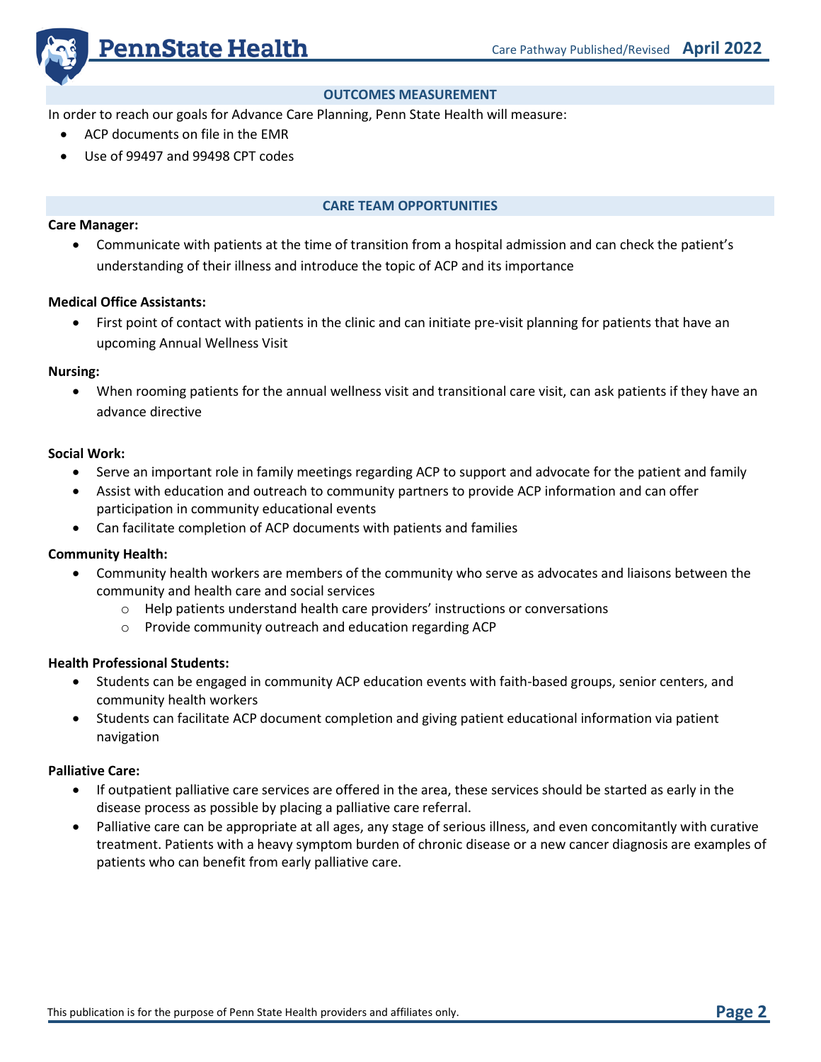## OUTCOMES MEASUREMENT

In order to reach our goals for Advance Care Planning, Penn State Health will measure:

- ACP documents on file in the EMR
- Use of 99497 and 99498 CPT codes

## CARE TEAM OPPORTUNITIES

**Care Manager:**

- Communicate with patients at the time of transition from a hospital admission and can check the patient's understanding of their illness and introduce the topic of ACP and its importance

**Medical Office Assistants:**

- First point of contact with patients in the clinic and can initiate pre-visit planning for patients that have an upcoming Annual Wellness Visit

**Nursing:**

- When rooming patients for the annual wellness visit and transitional care visit, can ask patients if they have an advance directive

**Social Work:**

- Serve an important role in family meetings regarding ACP to support and advocate for the patient and family
- Assist with education and outreach to community partners to provide ACP information and can offer participation in community educational events
- Can facilitate completion of ACP documents with patients and families

**Community Health:**

- Community health workers are members of the community who serve as advocates and liaisons between the community and health care and social services
  - Help patients understand health care providers' instructions or conversations
  - Provide community outreach and education regarding ACP

**Health Professional Students:**

- Students can be engaged in community ACP education events with faith-based groups, senior centers, and community health workers
- Students can facilitate ACP document completion and giving patient educational information via patient navigation

**Palliative Care:**

- If outpatient palliative care services are offered in the area, these services should be started as early in the disease process as possible by placing a palliative care referral.
- Palliative care can be appropriate at all ages, any stage of serious illness, and even concomitantly with curative treatment. Patients with a heavy symptom burden of chronic disease or a new cancer diagnosis are examples of patients who can benefit from early palliative care.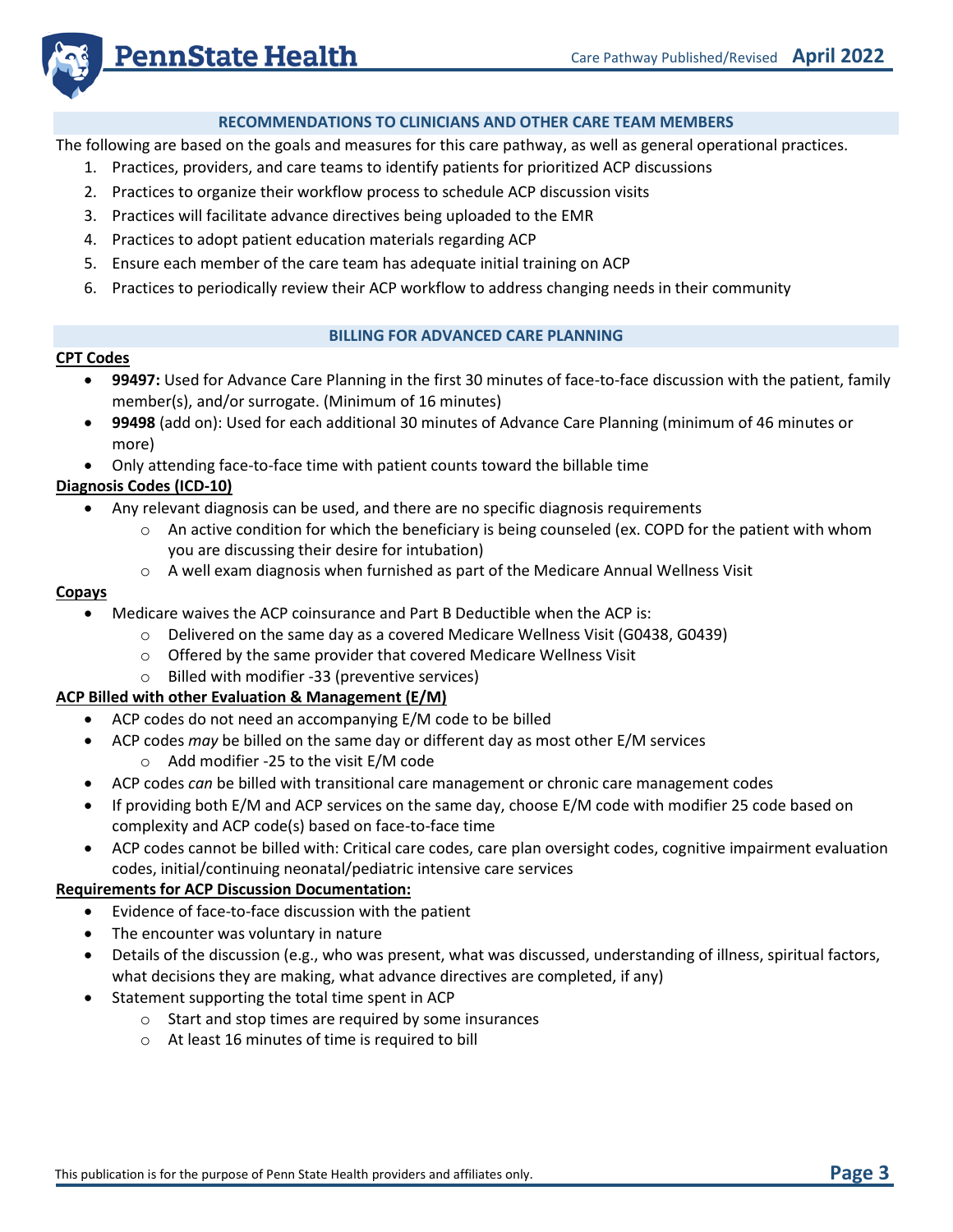## RECOMMENDATIONS TO CLINICIANS AND OTHER CARE TEAM MEMBERS

The following are based on the goals and measures for this care pathway, as well as general operational practices.

1. Practices, providers, and care teams to identify patients for prioritized ACP discussions
2. Practices to organize their workflow process to schedule ACP discussion visits
3. Practices will facilitate advance directives being uploaded to the EMR
4. Practices to adopt patient education materials regarding ACP
5. Ensure each member of the care team has adequate initial training on ACP
6. Practices to periodically review their ACP workflow to address changing needs in their community

## BILLING FOR ADVANCED CARE PLANNING

**CPT Codes**

- **99497:** Used for Advance Care Planning in the first 30 minutes of face-to-face discussion with the patient, family member(s), and/or surrogate. (Minimum of 16 minutes)
- **99498** (add on): Used for each additional 30 minutes of Advance Care Planning (minimum of 46 minutes or more)
- Only attending face-to-face time with patient counts toward the billable time

**Diagnosis Codes (ICD-10)**

- Any relevant diagnosis can be used, and there are no specific diagnosis requirements
  - An active condition for which the beneficiary is being counseled (ex. COPD for the patient with whom you are discussing their desire for intubation)
  - A well exam diagnosis when furnished as part of the Medicare Annual Wellness Visit

**Copays**

- Medicare waives the ACP coinsurance and Part B Deductible when the ACP is:
  - Delivered on the same day as a covered Medicare Wellness Visit (G0438, G0439)
  - Offered by the same provider that covered Medicare Wellness Visit
  - Billed with modifier -33 (preventive services)

**ACP Billed with other Evaluation & Management (E/M)**

- ACP codes do not need an accompanying E/M code to be billed
- ACP codes *may* be billed on the same day or different day as most other E/M services
  - Add modifier -25 to the visit E/M code
- ACP codes *can* be billed with transitional care management or chronic care management codes
- If providing both E/M and ACP services on the same day, choose E/M code with modifier 25 code based on complexity and ACP code(s) based on face-to-face time
- ACP codes cannot be billed with: Critical care codes, care plan oversight codes, cognitive impairment evaluation codes, initial/continuing neonatal/pediatric intensive care services

**Requirements for ACP Discussion Documentation:**

- Evidence of face-to-face discussion with the patient
- The encounter was voluntary in nature
- Details of the discussion (e.g., who was present, what was discussed, understanding of illness, spiritual factors, what decisions they are making, what advance directives are completed, if any)
- Statement supporting the total time spent in ACP
  - Start and stop times are required by some insurances
  - At least 16 minutes of time is required to bill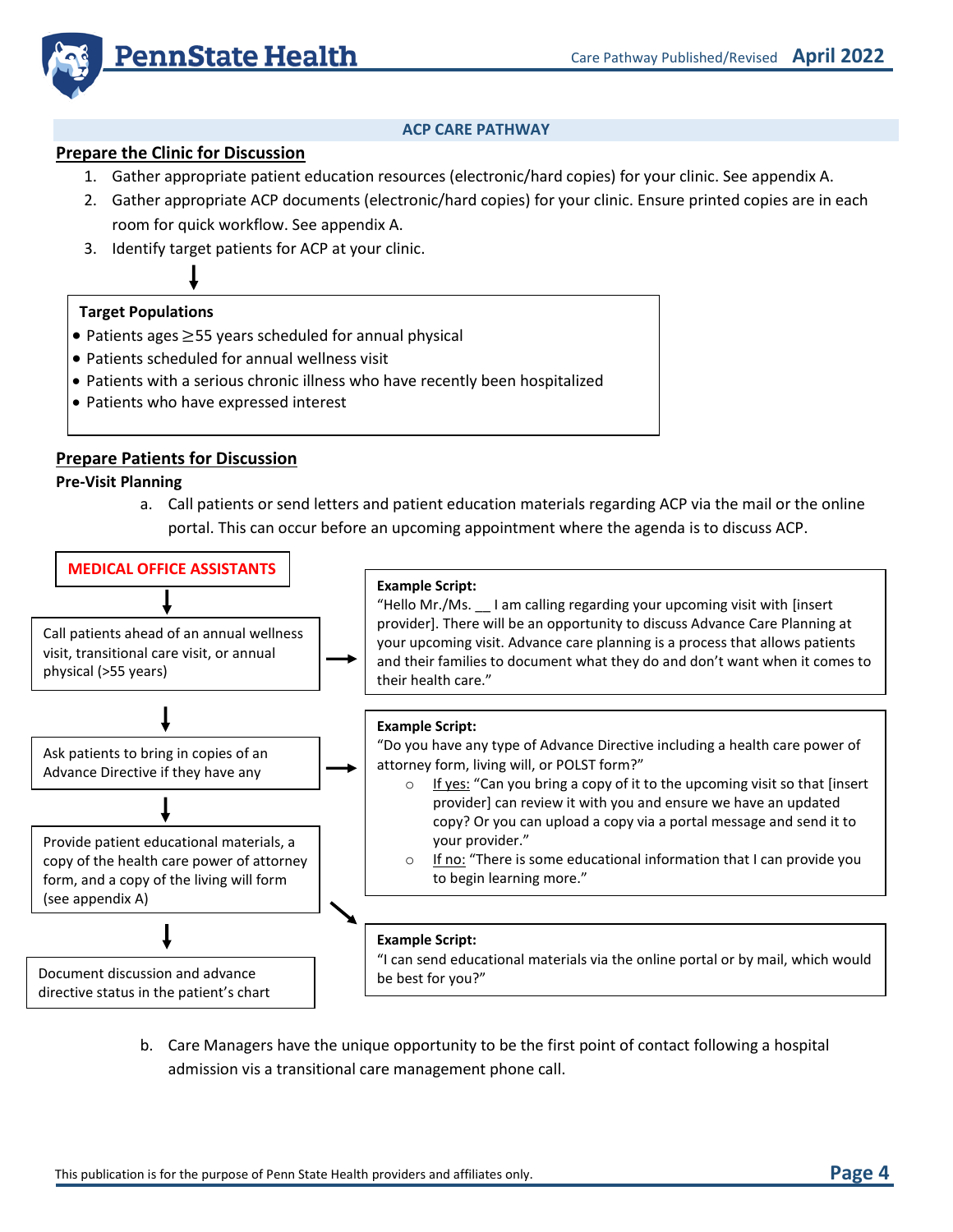## ACP CARE PATHWAY

### Prepare the Clinic for Discussion

1. Gather appropriate patient education resources (electronic/hard copies) for your clinic. See appendix A.
2. Gather appropriate ACP documents (electronic/hard copies) for your clinic. Ensure printed copies are in each room for quick workflow. See appendix A.
3. Identify target patients for ACP at your clinic.

**Target Populations**

- Patients ages ≥55 years scheduled for annual physical
- Patients scheduled for annual wellness visit
- Patients with a serious chronic illness who have recently been hospitalized
- Patients who have expressed interest

### Prepare Patients for Discussion

**Pre-Visit Planning**

a. Call patients or send letters and patient education materials regarding ACP via the mail or the online portal. This can occur before an upcoming appointment where the agenda is to discuss ACP.

**MEDICAL OFFICE ASSISTANTS**

↓

Call patients ahead of an annual wellness visit, transitional care visit, or annual physical (>55 years)

→ **Example Script:**
"Hello Mr./Ms. __ I am calling regarding your upcoming visit with [insert provider]. There will be an opportunity to discuss Advance Care Planning at your upcoming visit. Advance care planning is a process that allows patients and their families to document what they do and don't want when it comes to their health care."

↓

Ask patients to bring in copies of an Advance Directive if they have any

→ **Example Script:**
"Do you have any type of Advance Directive including a health care power of attorney form, living will, or POLST form?"

- If yes: "Can you bring a copy of it to the upcoming visit so that [insert provider] can review it with you and ensure we have an updated copy? Or you can upload a copy via a portal message and send it to your provider."
- If no: "There is some educational information that I can provide you to begin learning more."

↓

Provide patient educational materials, a copy of the health care power of attorney form, and a copy of the living will form (see appendix A)

→ **Example Script:**
"I can send educational materials via the online portal or by mail, which would be best for you?"

↓

Document discussion and advance directive status in the patient's chart

b. Care Managers have the unique opportunity to be the first point of contact following a hospital admission vis a transitional care management phone call.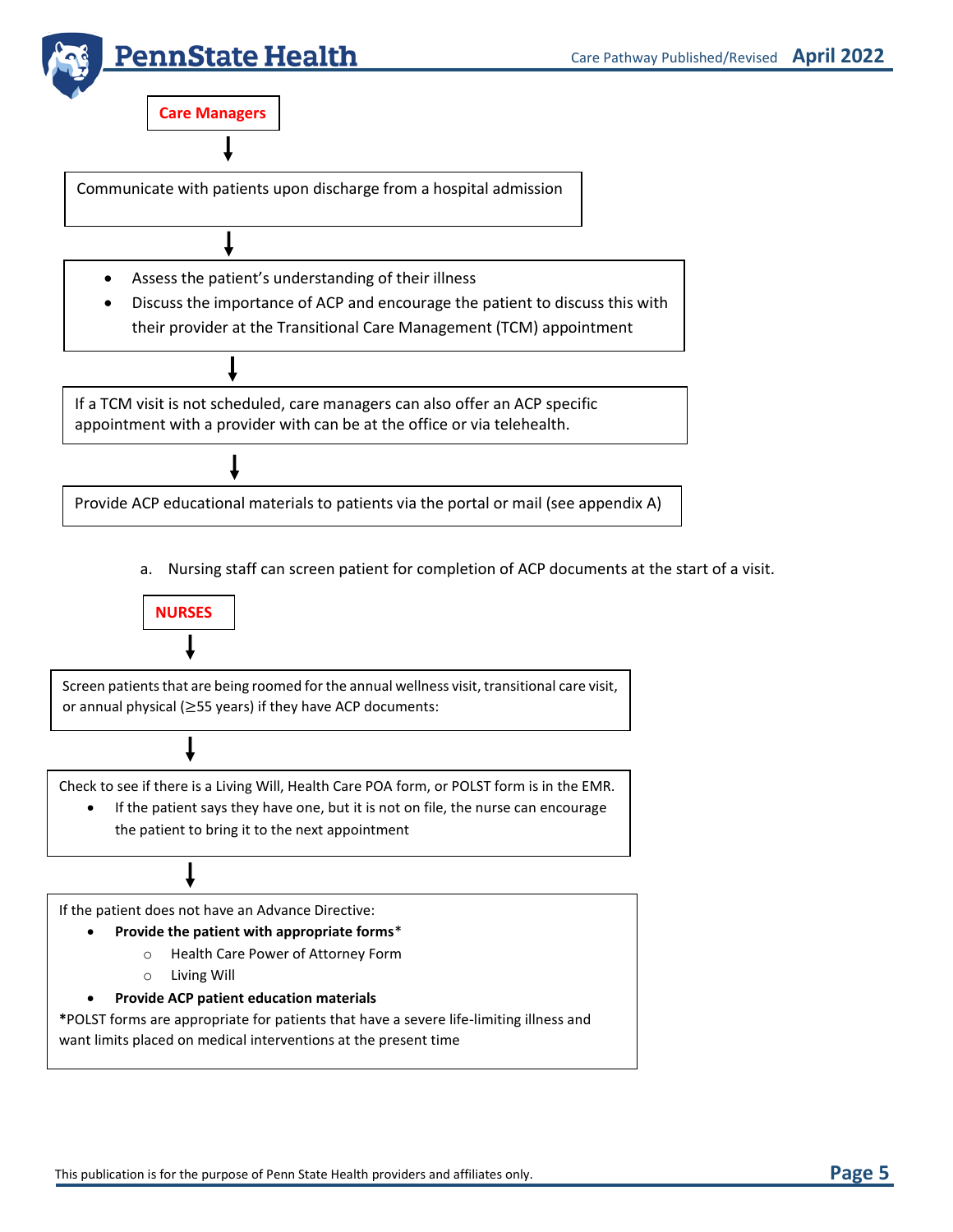**Care Managers**

↓

Communicate with patients upon discharge from a hospital admission

↓

- Assess the patient's understanding of their illness
- Discuss the importance of ACP and encourage the patient to discuss this with their provider at the Transitional Care Management (TCM) appointment

↓

If a TCM visit is not scheduled, care managers can also offer an ACP specific appointment with a provider with can be at the office or via telehealth.

↓

Provide ACP educational materials to patients via the portal or mail (see appendix A)

a. Nursing staff can screen patient for completion of ACP documents at the start of a visit.

**NURSES**

↓

Screen patients that are being roomed for the annual wellness visit, transitional care visit, or annual physical (≥55 years) if they have ACP documents:

↓

Check to see if there is a Living Will, Health Care POA form, or POLST form is in the EMR.

- If the patient says they have one, but it is not on file, the nurse can encourage the patient to bring it to the next appointment

↓

If the patient does not have an Advance Directive:

- **Provide the patient with appropriate forms***
  - Health Care Power of Attorney Form
  - Living Will
- **Provide ACP patient education materials**

***POLST forms are appropriate for patients that have a severe life-limiting illness and want limits placed on medical interventions at the present time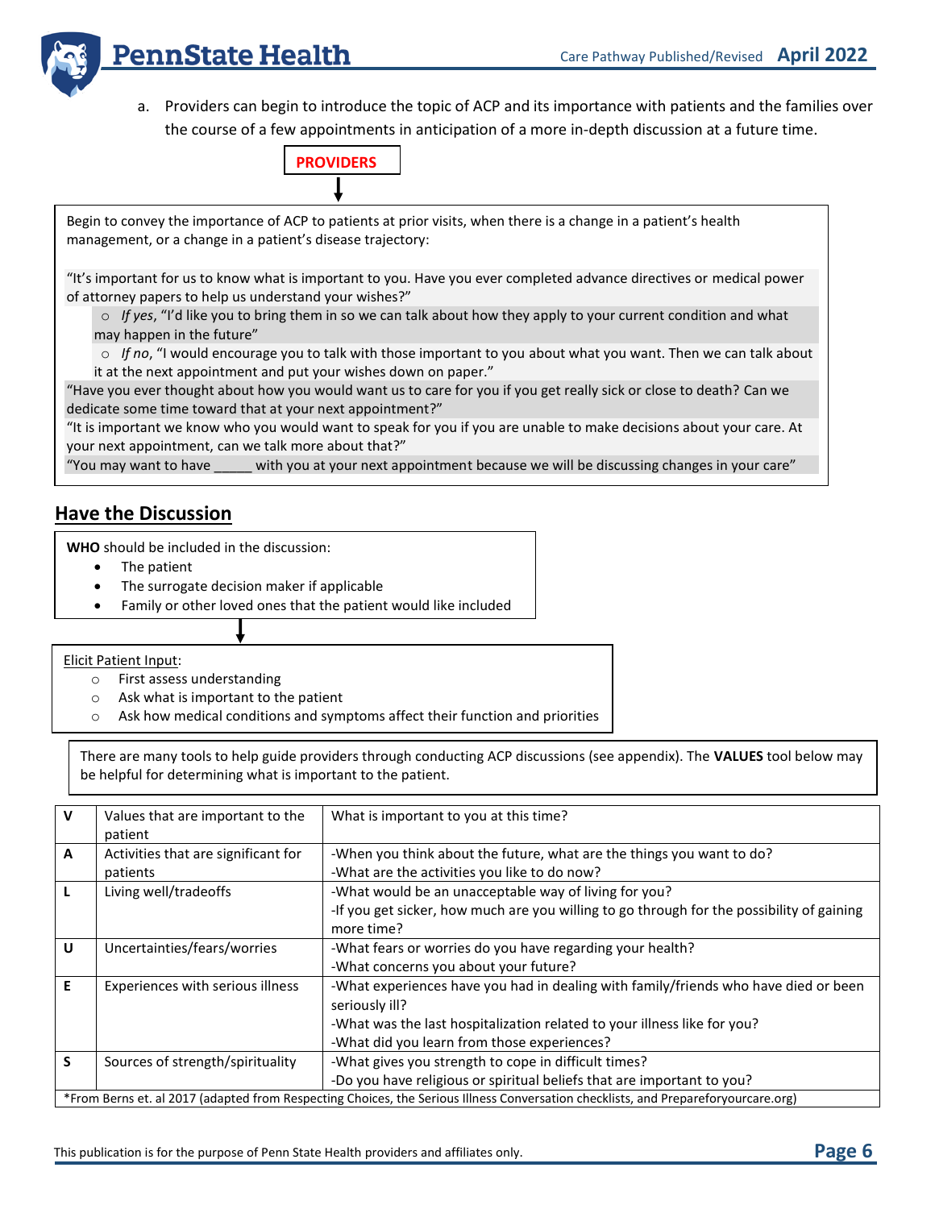a. Providers can begin to introduce the topic of ACP and its importance with patients and the families over the course of a few appointments in anticipation of a more in-depth discussion at a future time.

**PROVIDERS**

Begin to convey the importance of ACP to patients at prior visits, when there is a change in a patient's health management, or a change in a patient's disease trajectory:

"It's important for us to know what is important to you. Have you ever completed advance directives or medical power of attorney papers to help us understand your wishes?"

- *If yes*, "I'd like you to bring them in so we can talk about how they apply to your current condition and what may happen in the future"
- *If no*, "I would encourage you to talk with those important to you about what you want. Then we can talk about it at the next appointment and put your wishes down on paper."

"Have you ever thought about how you would want us to care for you if you get really sick or close to death? Can we dedicate some time toward that at your next appointment?"

"It is important we know who you would want to speak for you if you are unable to make decisions about your care. At your next appointment, can we talk more about that?"

"You may want to have _____ with you at your next appointment because we will be discussing changes in your care"

## Have the Discussion

**WHO** should be included in the discussion:

- The patient
- The surrogate decision maker if applicable
- Family or other loved ones that the patient would like included

Elicit Patient Input:

- First assess understanding
- Ask what is important to the patient
- Ask how medical conditions and symptoms affect their function and priorities

There are many tools to help guide providers through conducting ACP discussions (see appendix). The **VALUES** tool below may be helpful for determining what is important to the patient.

| | | |
|---|---|---|
| **V** | Values that are important to the patient | What is important to you at this time? |
| **A** | Activities that are significant for patients | -When you think about the future, what are the things you want to do?<br>-What are the activities you like to do now? |
| **L** | Living well/tradeoffs | -What would be an unacceptable way of living for you?<br>-If you get sicker, how much are you willing to go through for the possibility of gaining more time? |
| **U** | Uncertainties/fears/worries | -What fears or worries do you have regarding your health?<br>-What concerns you about your future? |
| **E** | Experiences with serious illness | -What experiences have you had in dealing with family/friends who have died or been seriously ill?<br>-What was the last hospitalization related to your illness like for you?<br>-What did you learn from those experiences? |
| **S** | Sources of strength/spirituality | -What gives you strength to cope in difficult times?<br>-Do you have religious or spiritual beliefs that are important to you? |

*From Berns et. al 2017 (adapted from Respecting Choices, the Serious Illness Conversation checklists, and Prepareforyourcare.org)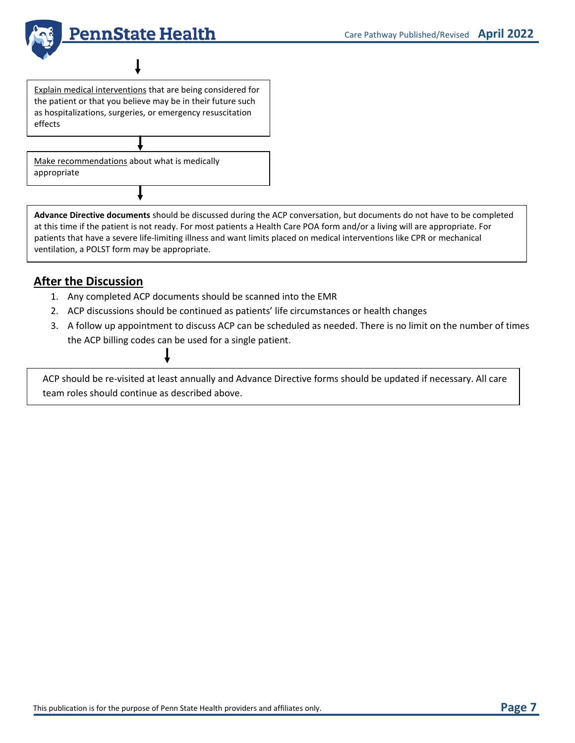<u>Explain medical interventions</u> that are being considered for the patient or that you believe may be in their future such as hospitalizations, surgeries, or emergency resuscitation effects

↓

<u>Make recommendations</u> about what is medically appropriate

↓

**Advance Directive documents** should be discussed during the ACP conversation, but documents do not have to be completed at this time if the patient is not ready. For most patients a Health Care POA form and/or a living will are appropriate. For patients that have a severe life-limiting illness and want limits placed on medical interventions like CPR or mechanical ventilation, a POLST form may be appropriate.

## After the Discussion

1. Any completed ACP documents should be scanned into the EMR
2. ACP discussions should be continued as patients' life circumstances or health changes
3. A follow up appointment to discuss ACP can be scheduled as needed. There is no limit on the number of times the ACP billing codes can be used for a single patient.

↓

ACP should be re-visited at least annually and Advance Directive forms should be updated if necessary. All care team roles should continue as described above.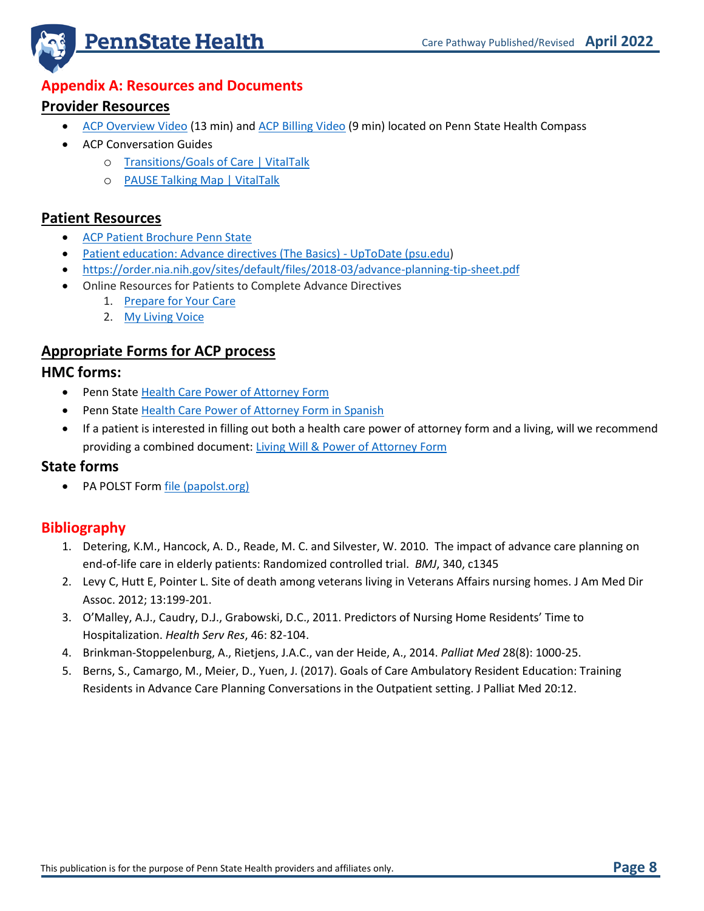## Appendix A: Resources and Documents

### Provider Resources

- ACP Overview Video (13 min) and ACP Billing Video (9 min) located on Penn State Health Compass
- ACP Conversation Guides
  - Transitions/Goals of Care | VitalTalk
  - PAUSE Talking Map | VitalTalk

### Patient Resources

- ACP Patient Brochure Penn State
- Patient education: Advance directives (The Basics) - UpToDate (psu.edu)
- https://order.nia.nih.gov/sites/default/files/2018-03/advance-planning-tip-sheet.pdf
- Online Resources for Patients to Complete Advance Directives
  1. Prepare for Your Care
  2. My Living Voice

### Appropriate Forms for ACP process

#### HMC forms:

- Penn State Health Care Power of Attorney Form
- Penn State Health Care Power of Attorney Form in Spanish
- If a patient is interested in filling out both a health care power of attorney form and a living, will we recommend providing a combined document: Living Will & Power of Attorney Form

#### State forms

- PA POLST Form file (papolst.org)

## Bibliography

1. Detering, K.M., Hancock, A. D., Reade, M. C. and Silvester, W. 2010. The impact of advance care planning on end-of-life care in elderly patients: Randomized controlled trial. *BMJ*, 340, c1345
2. Levy C, Hutt E, Pointer L. Site of death among veterans living in Veterans Affairs nursing homes. J Am Med Dir Assoc. 2012; 13:199-201.
3. O'Malley, A.J., Caudry, D.J., Grabowski, D.C., 2011. Predictors of Nursing Home Residents' Time to Hospitalization. *Health Serv Res*, 46: 82-104.
4. Brinkman-Stoppelenburg, A., Rietjens, J.A.C., van der Heide, A., 2014. *Palliat Med* 28(8): 1000-25.
5. Berns, S., Camargo, M., Meier, D., Yuen, J. (2017). Goals of Care Ambulatory Resident Education: Training Residents in Advance Care Planning Conversations in the Outpatient setting. J Palliat Med 20:12.